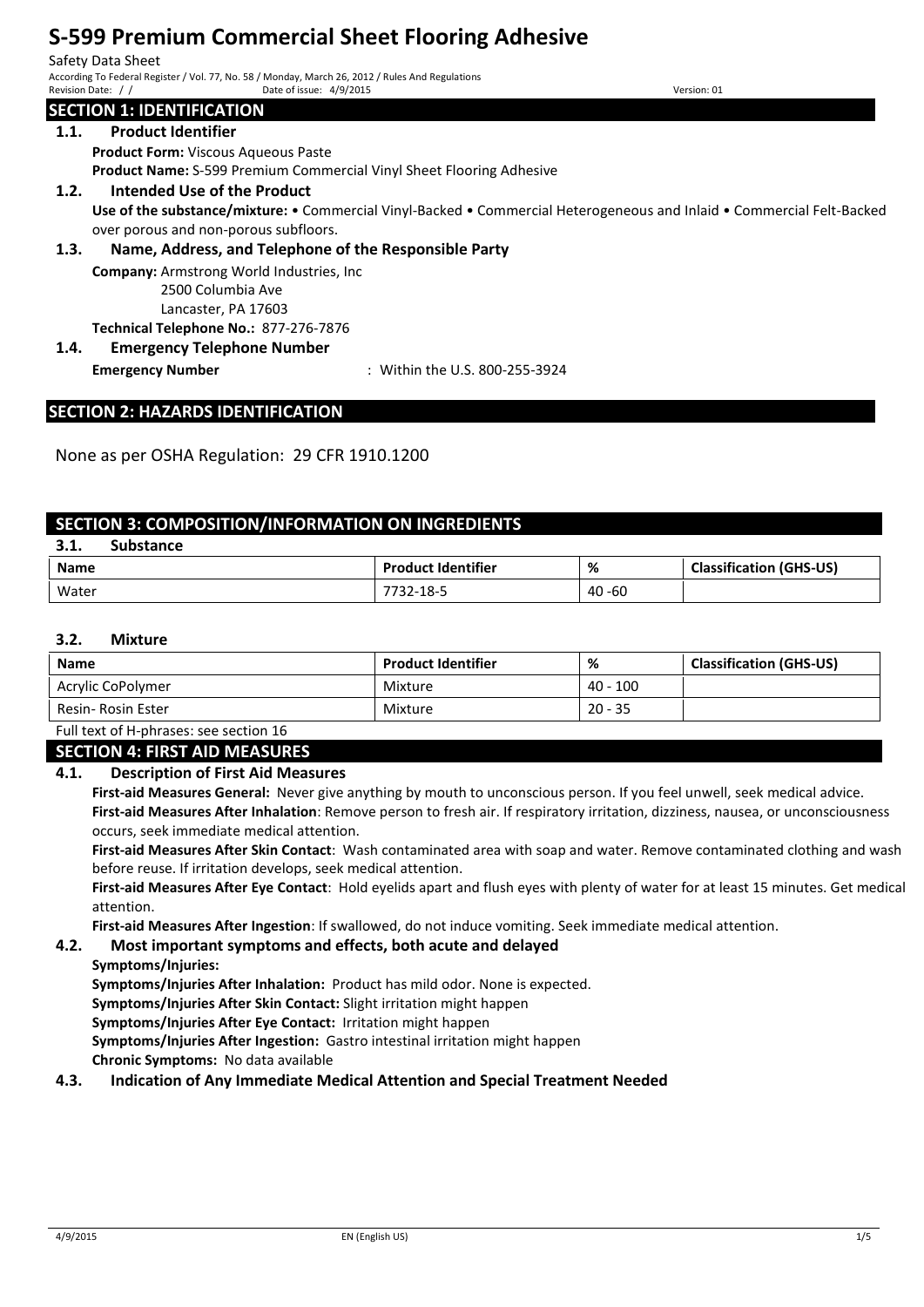# S-599 Premium Commercial Sheet Flooring Adhesive

Safety Data Sheet

According To Federal Register / Vol. 77, No. 58 / Monday, March 26, 2012 / Rules And Regulations

Revision Date: / / Date of issue: 4/9/2015 Version: 01

## SECTION 1: IDENTIFICATION

### 1.1. Product Identifier

**Product Form:** Viscous Aqueous Paste

**Product Name:** S-599 Premium Commercial Vinyl Sheet Flooring Adhesive

### 1.2. Intended Use of the Product

**Use of the substance/mixture:** • Commercial Vinyl-Backed • Commercial Heterogeneous and Inlaid • Commercial Felt-Backed over porous and non-porous subfloors.

### 1.3. Name, Address, and Telephone of the Responsible Party

**Company:** Armstrong World Industries, Inc
2500 Columbia Ave
Lancaster, PA 17603

**Technical Telephone No.:** 877-276-7876

### 1.4. Emergency Telephone Number

**Emergency Number** : Within the U.S. 800-255-3924

## SECTION 2: HAZARDS IDENTIFICATION

None as per OSHA Regulation: 29 CFR 1910.1200

## SECTION 3: COMPOSITION/INFORMATION ON INGREDIENTS

### 3.1. Substance

| Name | Product Identifier | % | Classification (GHS-US) |
|---|---|---|---|
| Water | 7732-18-5 | 40 -60 | |

### 3.2. Mixture

| Name | Product Identifier | % | Classification (GHS-US) |
|---|---|---|---|
| Acrylic CoPolymer | Mixture | 40 - 100 | |
| Resin- Rosin Ester | Mixture | 20 - 35 | |

Full text of H-phrases: see section 16

## SECTION 4: FIRST AID MEASURES

### 4.1. Description of First Aid Measures

**First-aid Measures General:** Never give anything by mouth to unconscious person. If you feel unwell, seek medical advice.

**First-aid Measures After Inhalation**: Remove person to fresh air. If respiratory irritation, dizziness, nausea, or unconsciousness occurs, seek immediate medical attention.

**First-aid Measures After Skin Contact**: Wash contaminated area with soap and water. Remove contaminated clothing and wash before reuse. If irritation develops, seek medical attention.

**First-aid Measures After Eye Contact**: Hold eyelids apart and flush eyes with plenty of water for at least 15 minutes. Get medical attention.

**First-aid Measures After Ingestion**: If swallowed, do not induce vomiting. Seek immediate medical attention.

### 4.2. Most important symptoms and effects, both acute and delayed

**Symptoms/Injuries:**

**Symptoms/Injuries After Inhalation:** Product has mild odor. None is expected.

**Symptoms/Injuries After Skin Contact:** Slight irritation might happen

**Symptoms/Injuries After Eye Contact:** Irritation might happen

**Symptoms/Injuries After Ingestion:** Gastro intestinal irritation might happen

**Chronic Symptoms:** No data available

### 4.3. Indication of Any Immediate Medical Attention and Special Treatment Needed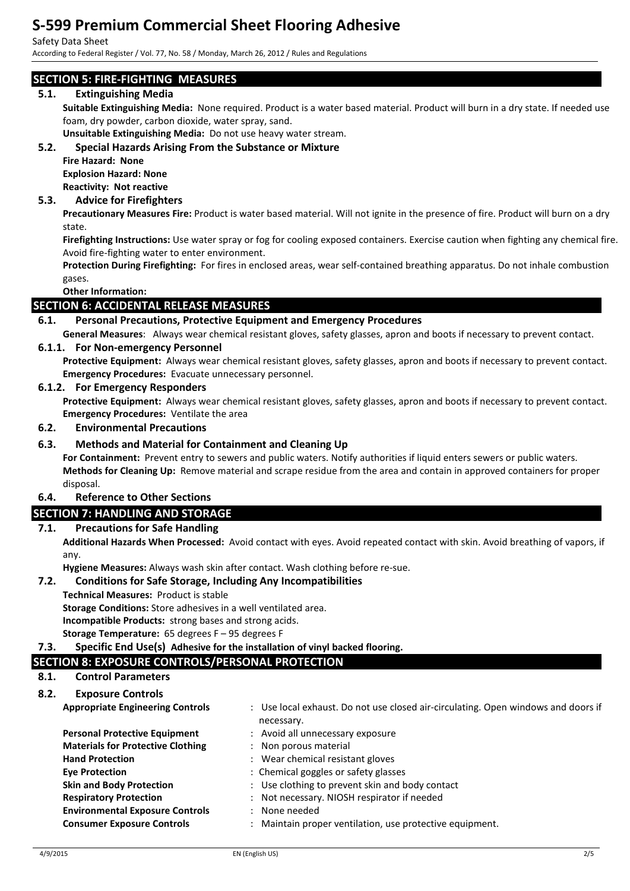## SECTION 5: FIRE-FIGHTING MEASURES

### 5.1. Extinguishing Media

**Suitable Extinguishing Media:** None required. Product is a water based material. Product will burn in a dry state. If needed use foam, dry powder, carbon dioxide, water spray, sand.

**Unsuitable Extinguishing Media:** Do not use heavy water stream.

### 5.2. Special Hazards Arising From the Substance or Mixture

**Fire Hazard: None**

**Explosion Hazard: None**

**Reactivity: Not reactive**

### 5.3. Advice for Firefighters

**Precautionary Measures Fire:** Product is water based material. Will not ignite in the presence of fire. Product will burn on a dry state.

**Firefighting Instructions:** Use water spray or fog for cooling exposed containers. Exercise caution when fighting any chemical fire. Avoid fire-fighting water to enter environment.

**Protection During Firefighting:** For fires in enclosed areas, wear self-contained breathing apparatus. Do not inhale combustion gases.

**Other Information:**

## SECTION 6: ACCIDENTAL RELEASE MEASURES

### 6.1. Personal Precautions, Protective Equipment and Emergency Procedures

**General Measures**: Always wear chemical resistant gloves, safety glasses, apron and boots if necessary to prevent contact.

#### 6.1.1. For Non-emergency Personnel

**Protective Equipment:** Always wear chemical resistant gloves, safety glasses, apron and boots if necessary to prevent contact.

**Emergency Procedures:** Evacuate unnecessary personnel.

#### 6.1.2. For Emergency Responders

**Protective Equipment:** Always wear chemical resistant gloves, safety glasses, apron and boots if necessary to prevent contact.

**Emergency Procedures:** Ventilate the area

### 6.2. Environmental Precautions

### 6.3. Methods and Material for Containment and Cleaning Up

**For Containment:** Prevent entry to sewers and public waters. Notify authorities if liquid enters sewers or public waters.

**Methods for Cleaning Up:** Remove material and scrape residue from the area and contain in approved containers for proper disposal.

### 6.4. Reference to Other Sections

## SECTION 7: HANDLING AND STORAGE

### 7.1. Precautions for Safe Handling

**Additional Hazards When Processed:** Avoid contact with eyes. Avoid repeated contact with skin. Avoid breathing of vapors, if any.

**Hygiene Measures:** Always wash skin after contact. Wash clothing before re-sue.

### 7.2. Conditions for Safe Storage, Including Any Incompatibilities

**Technical Measures:** Product is stable

**Storage Conditions:** Store adhesives in a well ventilated area.

**Incompatible Products:** strong bases and strong acids.

**Storage Temperature:** 65 degrees F – 95 degrees F

### 7.3. Specific End Use(s) **Adhesive for the installation of vinyl backed flooring.**

## SECTION 8: EXPOSURE CONTROLS/PERSONAL PROTECTION

### 8.1. Control Parameters

### 8.2. Exposure Controls

| | |
|---|---|
| **Appropriate Engineering Controls** | : Use local exhaust. Do not use closed air-circulating. Open windows and doors if necessary. |
| **Personal Protective Equipment** | : Avoid all unnecessary exposure |
| **Materials for Protective Clothing** | : Non porous material |
| **Hand Protection** | : Wear chemical resistant gloves |
| **Eye Protection** | : Chemical goggles or safety glasses |
| **Skin and Body Protection** | : Use clothing to prevent skin and body contact |
| **Respiratory Protection** | : Not necessary. NIOSH respirator if needed |
| **Environmental Exposure Controls** | : None needed |
| **Consumer Exposure Controls** | : Maintain proper ventilation, use protective equipment. |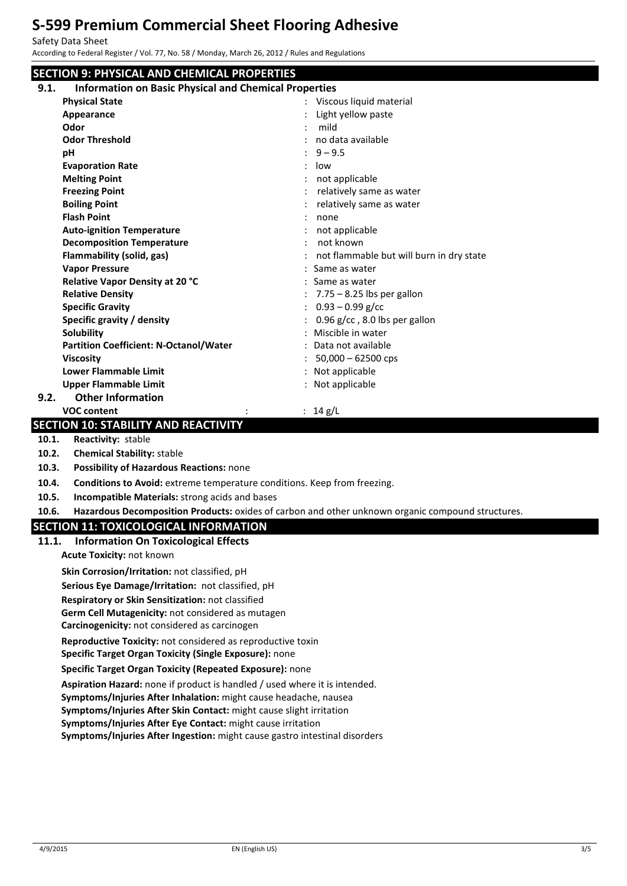## SECTION 9: PHYSICAL AND CHEMICAL PROPERTIES

### 9.1. Information on Basic Physical and Chemical Properties

| Property | Value |
|---|---|
| **Physical State** | : Viscous liquid material |
| **Appearance** | : Light yellow paste |
| **Odor** | : mild |
| **Odor Threshold** | : no data available |
| **pH** | : 9 – 9.5 |
| **Evaporation Rate** | : low |
| **Melting Point** | : not applicable |
| **Freezing Point** | : relatively same as water |
| **Boiling Point** | : relatively same as water |
| **Flash Point** | : none |
| **Auto-ignition Temperature** | : not applicable |
| **Decomposition Temperature** | : not known |
| **Flammability (solid, gas)** | : not flammable but will burn in dry state |
| **Vapor Pressure** | : Same as water |
| **Relative Vapor Density at 20 °C** | : Same as water |
| **Relative Density** | : 7.75 – 8.25 lbs per gallon |
| **Specific Gravity** | : 0.93 – 0.99 g/cc |
| **Specific gravity / density** | : 0.96 g/cc , 8.0 lbs per gallon |
| **Solubility** | : Miscible in water |
| **Partition Coefficient: N-Octanol/Water** | : Data not available |
| **Viscosity** | : 50,000 – 62500 cps |
| **Lower Flammable Limit** | : Not applicable |
| **Upper Flammable Limit** | : Not applicable |

### 9.2. Other Information

**VOC content** : : 14 g/L

## SECTION 10: STABILITY AND REACTIVITY

**10.1. Reactivity:** stable

**10.2. Chemical Stability:** stable

**10.3. Possibility of Hazardous Reactions:** none

**10.4. Conditions to Avoid:** extreme temperature conditions. Keep from freezing.

**10.5. Incompatible Materials:** strong acids and bases

**10.6. Hazardous Decomposition Products:** oxides of carbon and other unknown organic compound structures.

## SECTION 11: TOXICOLOGICAL INFORMATION

### 11.1. Information On Toxicological Effects

**Acute Toxicity:** not known

**Skin Corrosion/Irritation:** not classified, pH

**Serious Eye Damage/Irritation:** not classified, pH

**Respiratory or Skin Sensitization:** not classified

**Germ Cell Mutagenicity:** not considered as mutagen

**Carcinogenicity:** not considered as carcinogen

**Reproductive Toxicity:** not considered as reproductive toxin

**Specific Target Organ Toxicity (Single Exposure):** none

**Specific Target Organ Toxicity (Repeated Exposure):** none

**Aspiration Hazard:** none if product is handled / used where it is intended.

**Symptoms/Injuries After Inhalation:** might cause headache, nausea

**Symptoms/Injuries After Skin Contact:** might cause slight irritation

**Symptoms/Injuries After Eye Contact:** might cause irritation

**Symptoms/Injuries After Ingestion:** might cause gastro intestinal disorders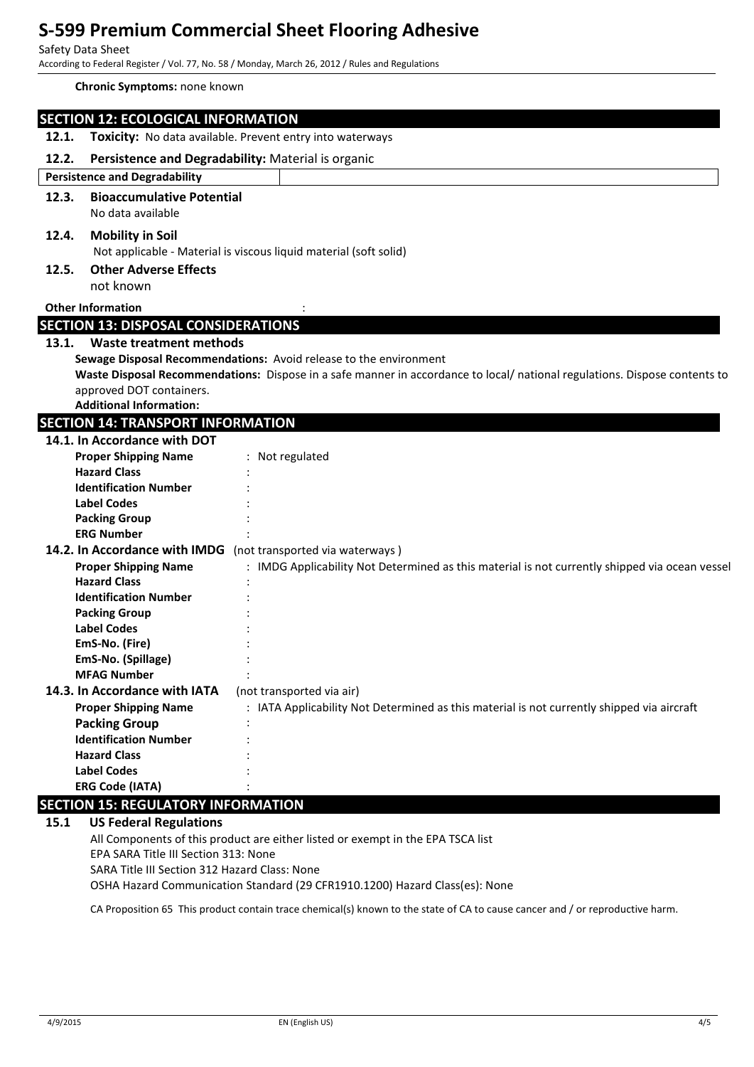**Chronic Symptoms:** none known

## SECTION 12: ECOLOGICAL INFORMATION

**12.1. Toxicity:** No data available. Prevent entry into waterways

**12.2. Persistence and Degradability:** Material is organic

| Persistence and Degradability | |
|---|---|

**12.3. Bioaccumulative Potential**

No data available

**12.4. Mobility in Soil**

Not applicable - Material is viscous liquid material (soft solid)

**12.5. Other Adverse Effects**

not known

**Other Information** :

## SECTION 13: DISPOSAL CONSIDERATIONS

**13.1. Waste treatment methods**

**Sewage Disposal Recommendations:** Avoid release to the environment

**Waste Disposal Recommendations:** Dispose in a safe manner in accordance to local/ national regulations. Dispose contents to approved DOT containers.

**Additional Information:**

## SECTION 14: TRANSPORT INFORMATION

**14.1. In Accordance with DOT**

**Proper Shipping Name** : Not regulated
**Hazard Class** :
**Identification Number** :
**Label Codes** :
**Packing Group** :
**ERG Number** :

**14.2. In Accordance with IMDG** (not transported via waterways )

**Proper Shipping Name** : IMDG Applicability Not Determined as this material is not currently shipped via ocean vessel
**Hazard Class** :
**Identification Number** :
**Packing Group** :
**Label Codes** :
**EmS-No. (Fire)** :
**EmS-No. (Spillage)** :
**MFAG Number** :

**14.3. In Accordance with IATA** (not transported via air)

**Proper Shipping Name** : IATA Applicability Not Determined as this material is not currently shipped via aircraft
**Packing Group** :
**Identification Number** :
**Hazard Class** :
**Label Codes** :
**ERG Code (IATA)** :

## SECTION 15: REGULATORY INFORMATION

**15.1 US Federal Regulations**

All Components of this product are either listed or exempt in the EPA TSCA list
EPA SARA Title III Section 313: None
SARA Title III Section 312 Hazard Class: None
OSHA Hazard Communication Standard (29 CFR1910.1200) Hazard Class(es): None

CA Proposition 65 This product contain trace chemical(s) known to the state of CA to cause cancer and / or reproductive harm.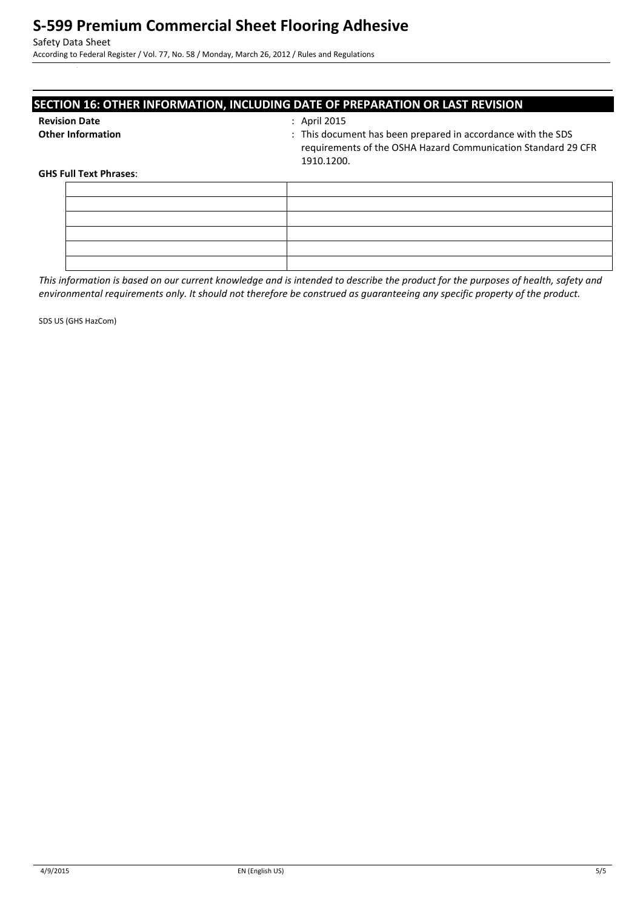## SECTION 16: OTHER INFORMATION, INCLUDING DATE OF PREPARATION OR LAST REVISION

**Revision Date** : April 2015

**Other Information** : This document has been prepared in accordance with the SDS requirements of the OSHA Hazard Communication Standard 29 CFR 1910.1200.

**GHS Full Text Phrases**:

| | |
|---|---|
| | |
| | |
| | |
| | |
| | |
| | |

*This information is based on our current knowledge and is intended to describe the product for the purposes of health, safety and environmental requirements only. It should not therefore be construed as guaranteeing any specific property of the product.*

SDS US (GHS HazCom)